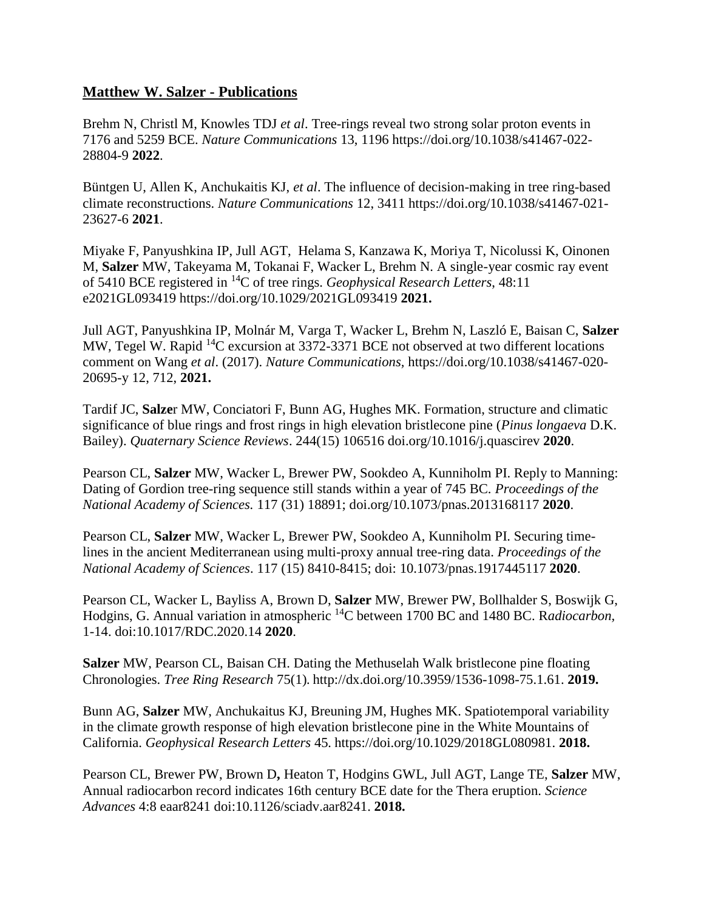## Matthew W. Salzer - Publications

Brehm N, Christl M, Knowles TDJ *et al*. Tree-rings reveal two strong solar proton events in 7176 and 5259 BCE. *Nature Communications* 13, 1196 https://doi.org/10.1038/s41467-022-28804-9 **2022**.

Büntgen U, Allen K, Anchukaitis KJ, *et al*. The influence of decision-making in tree ring-based climate reconstructions. *Nature Communications* 12, 3411 https://doi.org/10.1038/s41467-021-23627-6 **2021**.

Miyake F, Panyushkina IP, Jull AGT, Helama S, Kanzawa K, Moriya T, Nicolussi K, Oinonen M, **Salzer** MW, Takeyama M, Tokanai F, Wacker L, Brehm N. A single-year cosmic ray event of 5410 BCE registered in $^{14}$C of tree rings. *Geophysical Research Letters*, 48:11 e2021GL093419 https://doi.org/10.1029/2021GL093419 **2021.**

Jull AGT, Panyushkina IP, Molnár M, Varga T, Wacker L, Brehm N, Laszló E, Baisan C, **Salzer** MW, Tegel W. Rapid $^{14}$C excursion at 3372-3371 BCE not observed at two different locations comment on Wang *et al*. (2017). *Nature Communications*, https://doi.org/10.1038/s41467-020-20695-y 12, 712, **2021.**

Tardif JC, **Salze**r MW, Conciatori F, Bunn AG, Hughes MK. Formation, structure and climatic significance of blue rings and frost rings in high elevation bristlecone pine (*Pinus longaeva* D.K. Bailey). *Quaternary Science Reviews*. 244(15) 106516 doi.org/10.1016/j.quascirev **2020**.

Pearson CL, **Salzer** MW, Wacker L, Brewer PW, Sookdeo A, Kunniholm PI. Reply to Manning: Dating of Gordion tree-ring sequence still stands within a year of 745 BC. *Proceedings of the National Academy of Sciences.* 117 (31) 18891; doi.org/10.1073/pnas.2013168117 **2020**.

Pearson CL, **Salzer** MW, Wacker L, Brewer PW, Sookdeo A, Kunniholm PI. Securing time-lines in the ancient Mediterranean using multi-proxy annual tree-ring data. *Proceedings of the National Academy of Sciences*. 117 (15) 8410-8415; doi: 10.1073/pnas.1917445117 **2020**.

Pearson CL, Wacker L, Bayliss A, Brown D, **Salzer** MW, Brewer PW, Bollhalder S, Boswijk G, Hodgins, G. Annual variation in atmospheric $^{14}$C between 1700 BC and 1480 BC. R*adiocarbon*, 1-14. doi:10.1017/RDC.2020.14 **2020**.

**Salzer** MW, Pearson CL, Baisan CH. Dating the Methuselah Walk bristlecone pine floating Chronologies. *Tree Ring Research* 75(1)*.* http://dx.doi.org/10.3959/1536-1098-75.1.61. **2019.**

Bunn AG, **Salzer** MW, Anchukaitus KJ, Breuning JM, Hughes MK. Spatiotemporal variability in the climate growth response of high elevation bristlecone pine in the White Mountains of California. *Geophysical Research Letters* 45. https://doi.org/10.1029/2018GL080981. **2018.**

Pearson CL, Brewer PW, Brown D**,** Heaton T, Hodgins GWL, Jull AGT, Lange TE, **Salzer** MW, Annual radiocarbon record indicates 16th century BCE date for the Thera eruption. *Science Advances* 4:8 eaar8241 doi:10.1126/sciadv.aar8241. **2018.**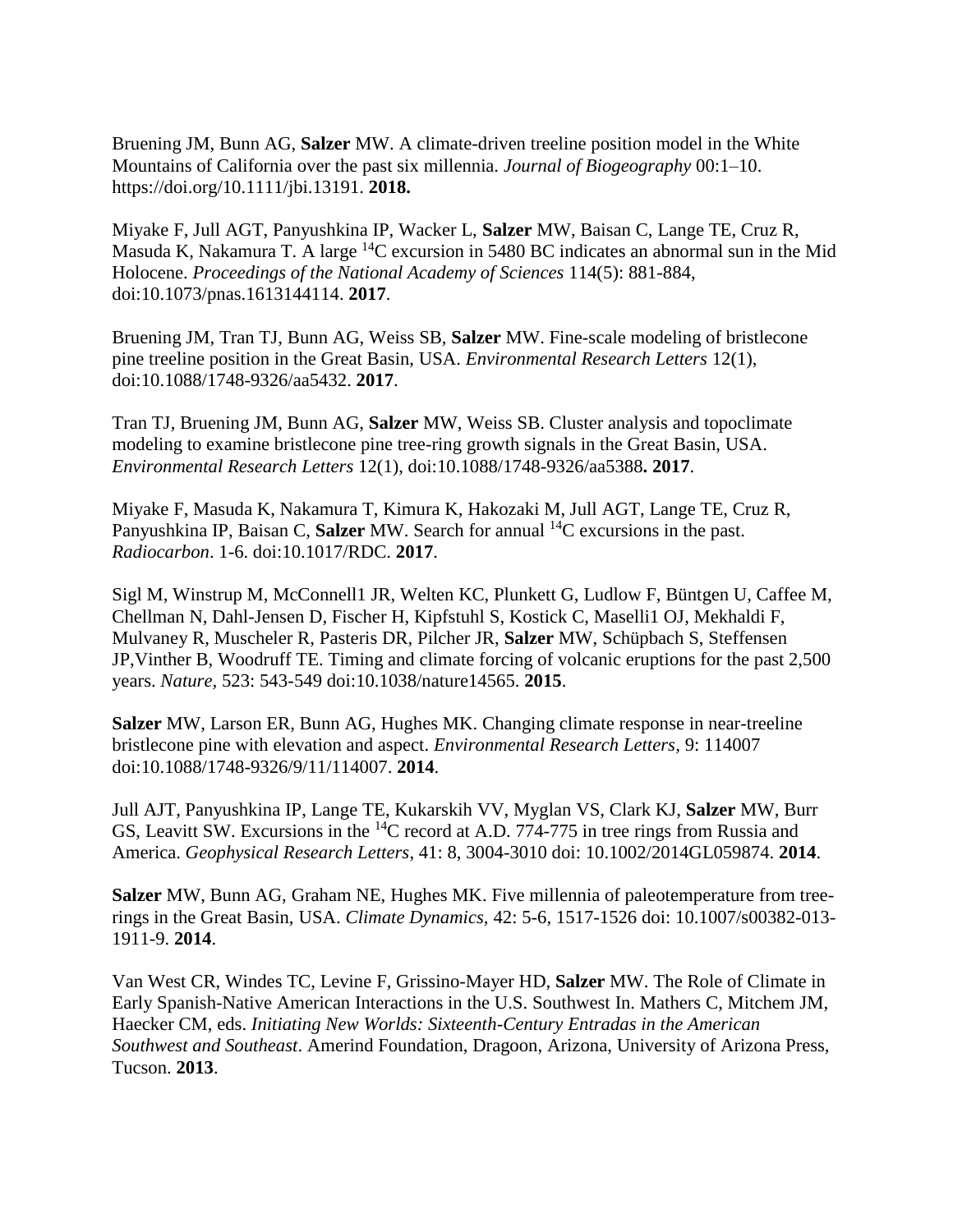Bruening JM, Bunn AG, **Salzer** MW. A climate-driven treeline position model in the White Mountains of California over the past six millennia. *Journal of Biogeography* 00:1–10. https://doi.org/10.1111/jbi.13191. **2018.**

Miyake F, Jull AGT, Panyushkina IP, Wacker L, **Salzer** MW, Baisan C, Lange TE, Cruz R, Masuda K, Nakamura T. A large $^{14}C$ excursion in 5480 BC indicates an abnormal sun in the Mid Holocene. *Proceedings of the National Academy of Sciences* 114(5): 881-884, doi:10.1073/pnas.1613144114. **2017**.

Bruening JM, Tran TJ, Bunn AG, Weiss SB, **Salzer** MW. Fine-scale modeling of bristlecone pine treeline position in the Great Basin, USA. *Environmental Research Letters* 12(1), doi:10.1088/1748-9326/aa5432. **2017**.

Tran TJ, Bruening JM, Bunn AG, **Salzer** MW, Weiss SB. Cluster analysis and topoclimate modeling to examine bristlecone pine tree-ring growth signals in the Great Basin, USA. *Environmental Research Letters* 12(1), doi:10.1088/1748-9326/aa5388**. 2017**.

Miyake F, Masuda K, Nakamura T, Kimura K, Hakozaki M, Jull AGT, Lange TE, Cruz R, Panyushkina IP, Baisan C, **Salzer** MW. Search for annual $^{14}C$ excursions in the past. *Radiocarbon*. 1-6. doi:10.1017/RDC. **2017**.

Sigl M, Winstrup M, McConnell1 JR, Welten KC, Plunkett G, Ludlow F, Büntgen U, Caffee M, Chellman N, Dahl-Jensen D, Fischer H, Kipfstuhl S, Kostick C, Maselli1 OJ, Mekhaldi F, Mulvaney R, Muscheler R, Pasteris DR, Pilcher JR, **Salzer** MW, Schüpbach S, Steffensen JP,Vinther B, Woodruff TE. Timing and climate forcing of volcanic eruptions for the past 2,500 years. *Nature,* 523: 543-549 doi:10.1038/nature14565. **2015**.

**Salzer** MW, Larson ER, Bunn AG, Hughes MK. Changing climate response in near-treeline bristlecone pine with elevation and aspect. *Environmental Research Letters,* 9: 114007 doi:10.1088/1748-9326/9/11/114007. **2014**.

Jull AJT, Panyushkina IP, Lange TE, Kukarskih VV, Myglan VS, Clark KJ, **Salzer** MW, Burr GS, Leavitt SW. Excursions in the $^{14}C$ record at A.D. 774-775 in tree rings from Russia and America. *Geophysical Research Letters*, 41: 8, 3004-3010 doi: 10.1002/2014GL059874. **2014**.

**Salzer** MW, Bunn AG, Graham NE, Hughes MK. Five millennia of paleotemperature from tree-rings in the Great Basin, USA. *Climate Dynamics*, 42: 5-6, 1517-1526 doi: 10.1007/s00382-013-1911-9. **2014**.

Van West CR, Windes TC, Levine F, Grissino-Mayer HD, **Salzer** MW. The Role of Climate in Early Spanish-Native American Interactions in the U.S. Southwest In. Mathers C, Mitchem JM, Haecker CM, eds. *Initiating New Worlds: Sixteenth-Century Entradas in the American Southwest and Southeast*. Amerind Foundation, Dragoon, Arizona, University of Arizona Press, Tucson. **2013**.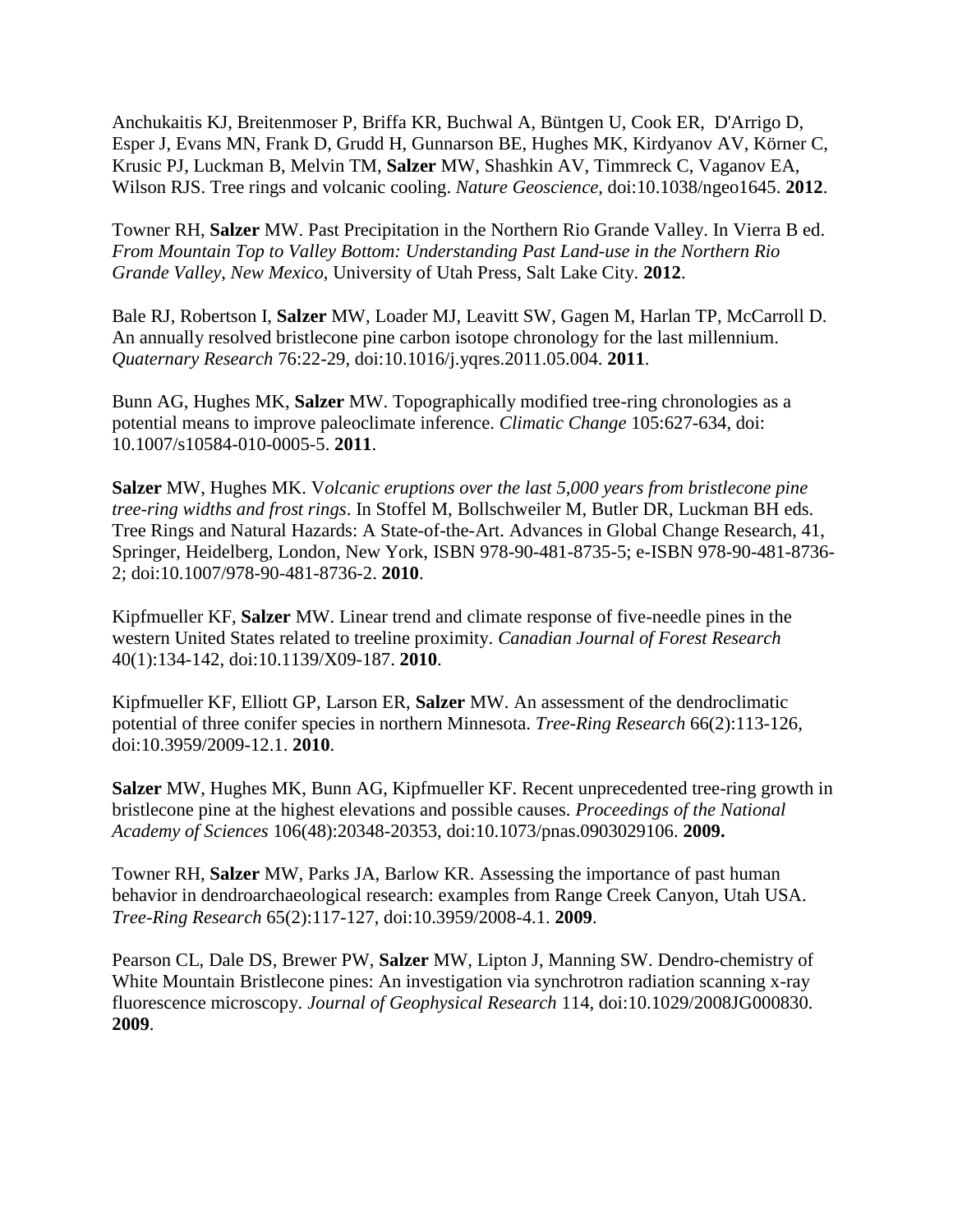Anchukaitis KJ, Breitenmoser P, Briffa KR, Buchwal A, Büntgen U, Cook ER, D'Arrigo D, Esper J, Evans MN, Frank D, Grudd H, Gunnarson BE, Hughes MK, Kirdyanov AV, Körner C, Krusic PJ, Luckman B, Melvin TM, **Salzer** MW, Shashkin AV, Timmreck C, Vaganov EA, Wilson RJS. Tree rings and volcanic cooling. *Nature Geoscience*, doi:10.1038/ngeo1645. **2012**.

Towner RH, **Salzer** MW. Past Precipitation in the Northern Rio Grande Valley. In Vierra B ed. *From Mountain Top to Valley Bottom: Understanding Past Land-use in the Northern Rio Grande Valley, New Mexico*, University of Utah Press, Salt Lake City. **2012**.

Bale RJ, Robertson I, **Salzer** MW, Loader MJ, Leavitt SW, Gagen M, Harlan TP, McCarroll D. An annually resolved bristlecone pine carbon isotope chronology for the last millennium. *Quaternary Research* 76:22-29, doi:10.1016/j.yqres.2011.05.004. **2011**.

Bunn AG, Hughes MK, **Salzer** MW. Topographically modified tree-ring chronologies as a potential means to improve paleoclimate inference. *Climatic Change* 105:627-634, doi: 10.1007/s10584-010-0005-5. **2011**.

**Salzer** MW, Hughes MK. V*olcanic eruptions over the last 5,000 years from bristlecone pine tree-ring widths and frost rings*. In Stoffel M, Bollschweiler M, Butler DR, Luckman BH eds. Tree Rings and Natural Hazards: A State-of-the-Art. Advances in Global Change Research, 41, Springer, Heidelberg, London, New York, ISBN 978-90-481-8735-5; e-ISBN 978-90-481-8736-2; doi:10.1007/978-90-481-8736-2. **2010**.

Kipfmueller KF, **Salzer** MW. Linear trend and climate response of five-needle pines in the western United States related to treeline proximity. *Canadian Journal of Forest Research* 40(1):134-142, doi:10.1139/X09-187. **2010**.

Kipfmueller KF, Elliott GP, Larson ER, **Salzer** MW. An assessment of the dendroclimatic potential of three conifer species in northern Minnesota. *Tree-Ring Research* 66(2):113-126, doi:10.3959/2009-12.1. **2010**.

**Salzer** MW, Hughes MK, Bunn AG, Kipfmueller KF. Recent unprecedented tree-ring growth in bristlecone pine at the highest elevations and possible causes. *Proceedings of the National Academy of Sciences* 106(48):20348-20353, doi:10.1073/pnas.0903029106. **2009.**

Towner RH, **Salzer** MW, Parks JA, Barlow KR. Assessing the importance of past human behavior in dendroarchaeological research: examples from Range Creek Canyon, Utah USA. *Tree-Ring Research* 65(2):117-127, doi:10.3959/2008-4.1. **2009**.

Pearson CL, Dale DS, Brewer PW, **Salzer** MW, Lipton J, Manning SW. Dendro-chemistry of White Mountain Bristlecone pines: An investigation via synchrotron radiation scanning x-ray fluorescence microscopy. *Journal of Geophysical Research* 114, doi:10.1029/2008JG000830. **2009**.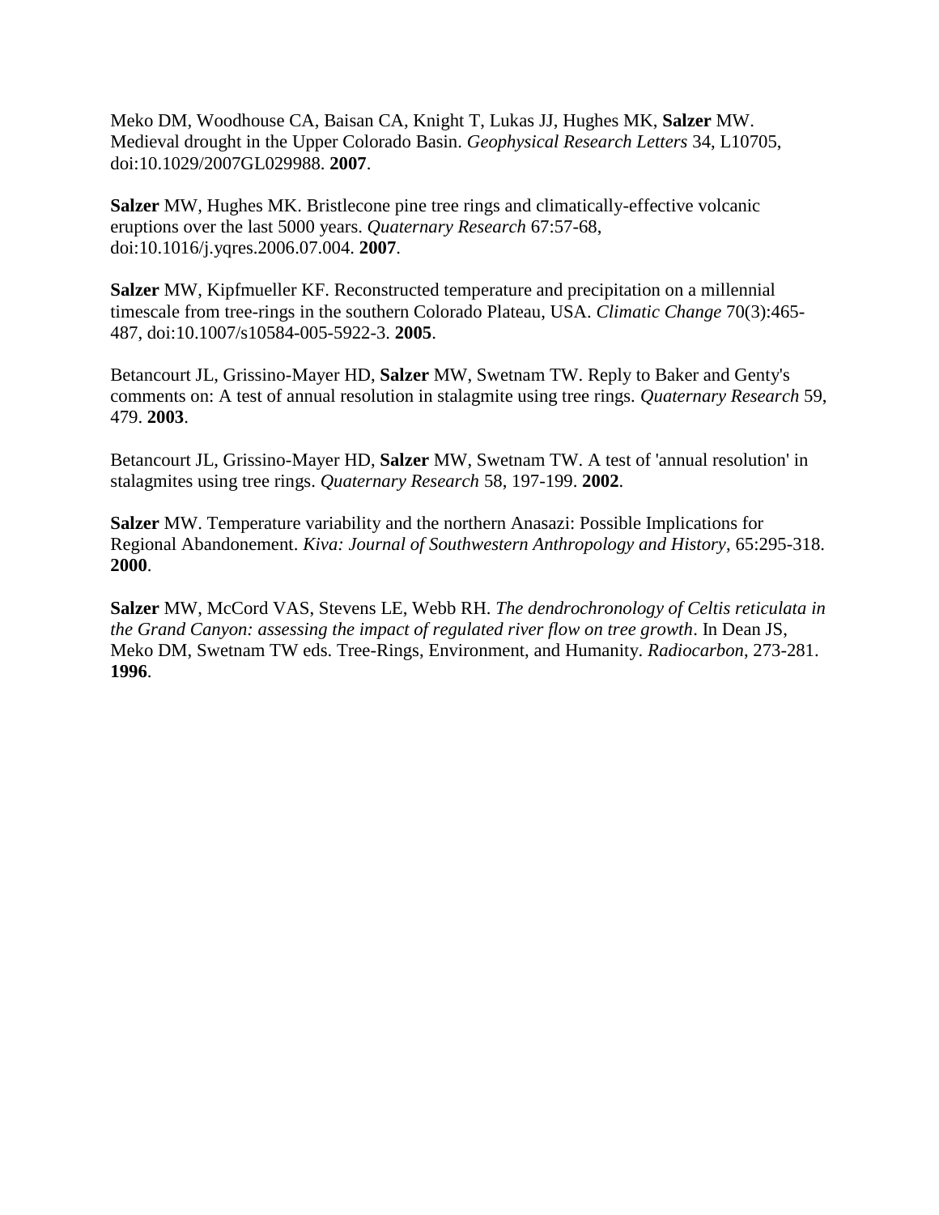Meko DM, Woodhouse CA, Baisan CA, Knight T, Lukas JJ, Hughes MK, **Salzer** MW. Medieval drought in the Upper Colorado Basin. *Geophysical Research Letters* 34, L10705, doi:10.1029/2007GL029988. **2007**.

**Salzer** MW, Hughes MK. Bristlecone pine tree rings and climatically-effective volcanic eruptions over the last 5000 years. *Quaternary Research* 67:57-68, doi:10.1016/j.yqres.2006.07.004. **2007**.

**Salzer** MW, Kipfmueller KF. Reconstructed temperature and precipitation on a millennial timescale from tree-rings in the southern Colorado Plateau, USA. *Climatic Change* 70(3):465-487, doi:10.1007/s10584-005-5922-3. **2005**.

Betancourt JL, Grissino-Mayer HD, **Salzer** MW, Swetnam TW. Reply to Baker and Genty's comments on: A test of annual resolution in stalagmite using tree rings. *Quaternary Research* 59, 479. **2003**.

Betancourt JL, Grissino-Mayer HD, **Salzer** MW, Swetnam TW. A test of 'annual resolution' in stalagmites using tree rings. *Quaternary Research* 58, 197-199. **2002**.

**Salzer** MW. Temperature variability and the northern Anasazi: Possible Implications for Regional Abandonement. *Kiva: Journal of Southwestern Anthropology and History*, 65:295-318. **2000**.

**Salzer** MW, McCord VAS, Stevens LE, Webb RH. *The dendrochronology of Celtis reticulata in the Grand Canyon: assessing the impact of regulated river flow on tree growth*. In Dean JS, Meko DM, Swetnam TW eds. Tree-Rings, Environment, and Humanity. *Radiocarbon*, 273-281. **1996**.